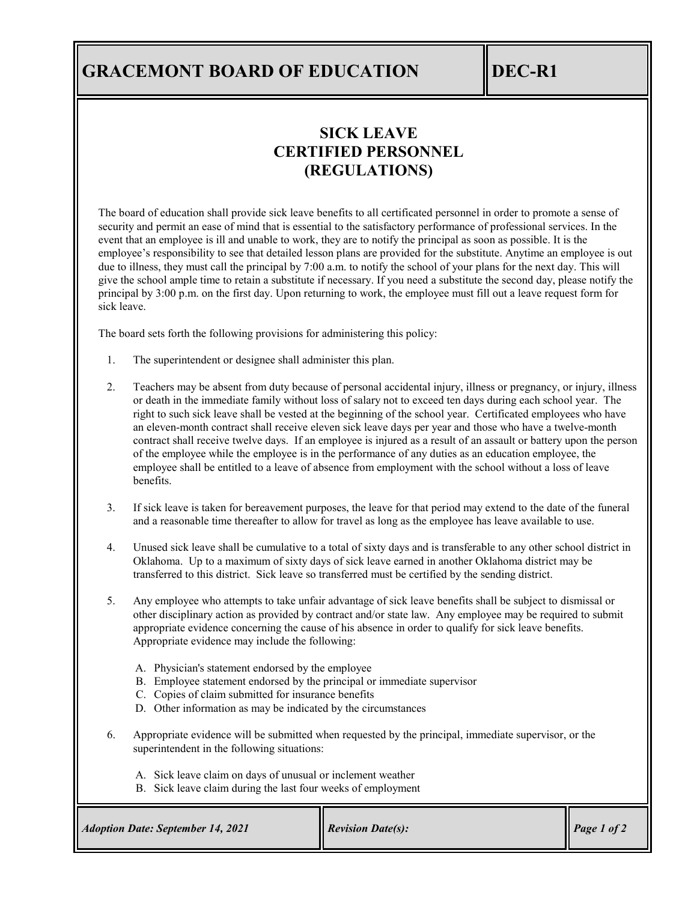# GRACEMONT BOARD OF EDUCATION

**DEC-R1**

## SICK LEAVE
## CERTIFIED PERSONNEL
## (REGULATIONS)

The board of education shall provide sick leave benefits to all certificated personnel in order to promote a sense of security and permit an ease of mind that is essential to the satisfactory performance of professional services. In the event that an employee is ill and unable to work, they are to notify the principal as soon as possible. It is the employee's responsibility to see that detailed lesson plans are provided for the substitute. Anytime an employee is out due to illness, they must call the principal by 7:00 a.m. to notify the school of your plans for the next day. This will give the school ample time to retain a substitute if necessary. If you need a substitute the second day, please notify the principal by 3:00 p.m. on the first day. Upon returning to work, the employee must fill out a leave request form for sick leave.

The board sets forth the following provisions for administering this policy:

1. The superintendent or designee shall administer this plan.

2. Teachers may be absent from duty because of personal accidental injury, illness or pregnancy, or injury, illness or death in the immediate family without loss of salary not to exceed ten days during each school year. The right to such sick leave shall be vested at the beginning of the school year. Certificated employees who have an eleven-month contract shall receive eleven sick leave days per year and those who have a twelve-month contract shall receive twelve days. If an employee is injured as a result of an assault or battery upon the person of the employee while the employee is in the performance of any duties as an education employee, the employee shall be entitled to a leave of absence from employment with the school without a loss of leave benefits.

3. If sick leave is taken for bereavement purposes, the leave for that period may extend to the date of the funeral and a reasonable time thereafter to allow for travel as long as the employee has leave available to use.

4. Unused sick leave shall be cumulative to a total of sixty days and is transferable to any other school district in Oklahoma. Up to a maximum of sixty days of sick leave earned in another Oklahoma district may be transferred to this district. Sick leave so transferred must be certified by the sending district.

5. Any employee who attempts to take unfair advantage of sick leave benefits shall be subject to dismissal or other disciplinary action as provided by contract and/or state law. Any employee may be required to submit appropriate evidence concerning the cause of his absence in order to qualify for sick leave benefits. Appropriate evidence may include the following:

   A. Physician's statement endorsed by the employee
   B. Employee statement endorsed by the principal or immediate supervisor
   C. Copies of claim submitted for insurance benefits
   D. Other information as may be indicated by the circumstances

6. Appropriate evidence will be submitted when requested by the principal, immediate supervisor, or the superintendent in the following situations:

   A. Sick leave claim on days of unusual or inclement weather
   B. Sick leave claim during the last four weeks of employment

*Adoption Date: September 14, 2021* | *Revision Date(s):*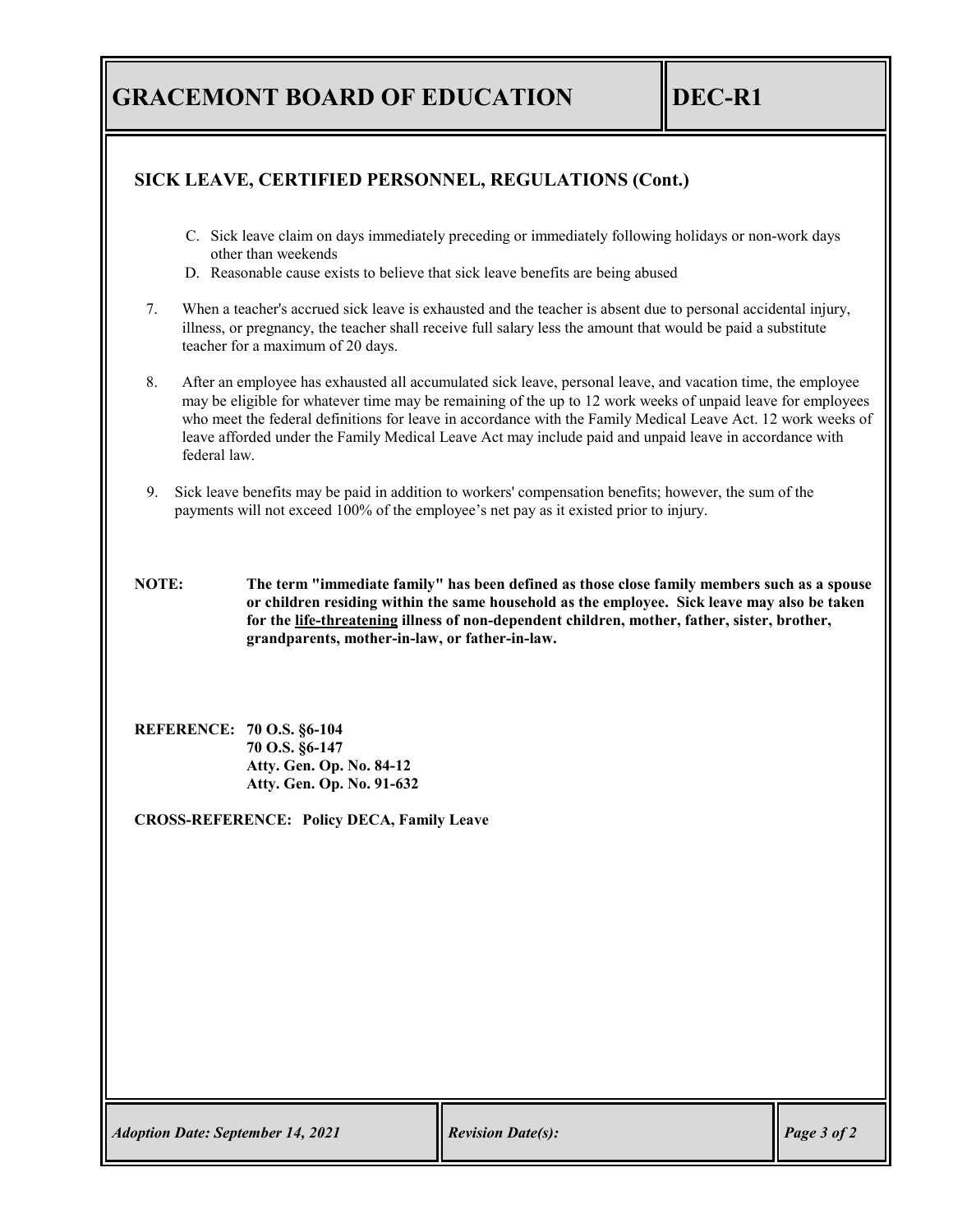## SICK LEAVE, CERTIFIED PERSONNEL, REGULATIONS (Cont.)

C. Sick leave claim on days immediately preceding or immediately following holidays or non-work days other than weekends

D. Reasonable cause exists to believe that sick leave benefits are being abused

7. When a teacher's accrued sick leave is exhausted and the teacher is absent due to personal accidental injury, illness, or pregnancy, the teacher shall receive full salary less the amount that would be paid a substitute teacher for a maximum of 20 days.

8. After an employee has exhausted all accumulated sick leave, personal leave, and vacation time, the employee may be eligible for whatever time may be remaining of the up to 12 work weeks of unpaid leave for employees who meet the federal definitions for leave in accordance with the Family Medical Leave Act. 12 work weeks of leave afforded under the Family Medical Leave Act may include paid and unpaid leave in accordance with federal law.

9. Sick leave benefits may be paid in addition to workers' compensation benefits; however, the sum of the payments will not exceed 100% of the employee's net pay as it existed prior to injury.

**NOTE:** **The term "immediate family" has been defined as those close family members such as a spouse or children residing within the same household as the employee. Sick leave may also be taken for the <u>life-threatening</u> illness of non-dependent children, mother, father, sister, brother, grandparents, mother-in-law, or father-in-law.**

**REFERENCE:** **70 O.S. §6-104**
**70 O.S. §6-147**
**Atty. Gen. Op. No. 84-12**
**Atty. Gen. Op. No. 91-632**

**CROSS-REFERENCE: Policy DECA, Family Leave**

*Adoption Date: September 14, 2021* | *Revision Date(s):*